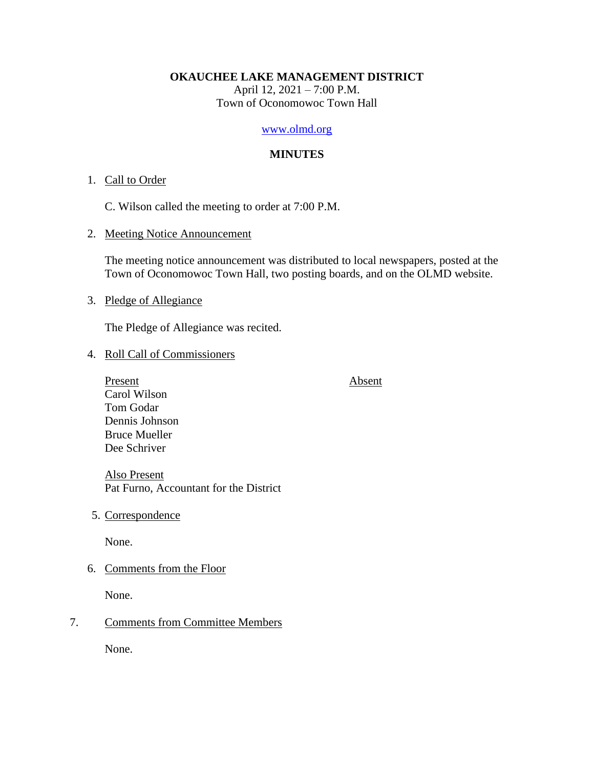**OKAUCHEE LAKE MANAGEMENT DISTRICT**

April 12, 2021 – 7:00 P.M.

Town of Oconomowoc Town Hall

www.olmd.org

**MINUTES**

1. Call to Order

   C. Wilson called the meeting to order at 7:00 P.M.

2. Meeting Notice Announcement

   The meeting notice announcement was distributed to local newspapers, posted at the Town of Oconomowoc Town Hall, two posting boards, and on the OLMD website.

3. Pledge of Allegiance

   The Pledge of Allegiance was recited.

4. Roll Call of Commissioners

| Present | Absent |
|---|---|
| Carol Wilson | |
| Tom Godar | |
| Dennis Johnson | |
| Bruce Mueller | |
| Dee Schriver | |

   Also Present
   Pat Furno, Accountant for the District

5. Correspondence

   None.

6. Comments from the Floor

   None.

7. Comments from Committee Members

   None.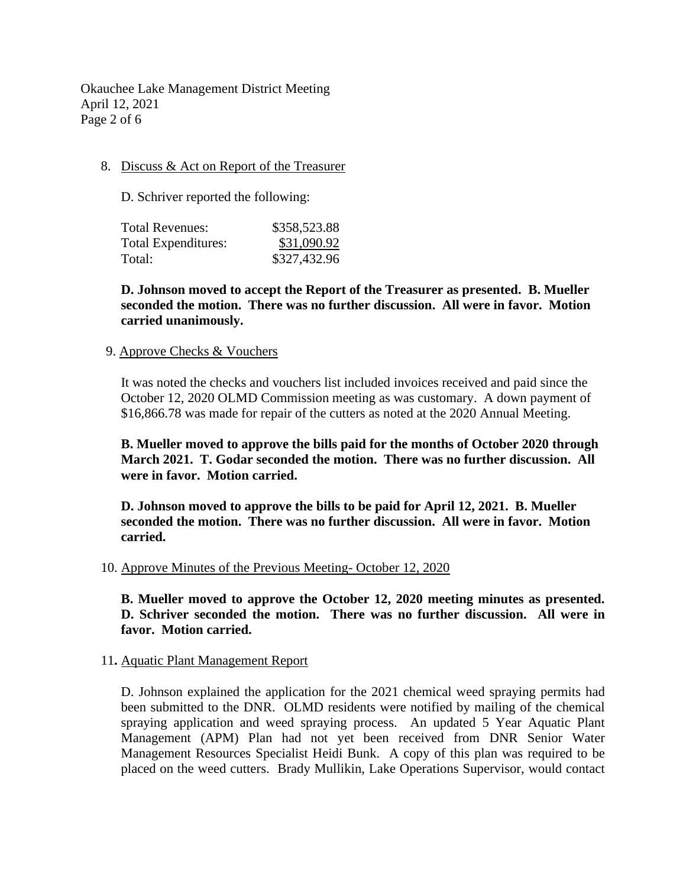8. Discuss & Act on Report of the Treasurer

   D. Schriver reported the following:

| | |
|---|---|
| Total Revenues: | $358,523.88 |
| Total Expenditures: | $31,090.92 |
| Total: | $327,432.96 |

   **D. Johnson moved to accept the Report of the Treasurer as presented. B. Mueller seconded the motion. There was no further discussion. All were in favor. Motion carried unanimously.**

9. Approve Checks & Vouchers

   It was noted the checks and vouchers list included invoices received and paid since the October 12, 2020 OLMD Commission meeting as was customary. A down payment of $16,866.78 was made for repair of the cutters as noted at the 2020 Annual Meeting.

   **B. Mueller moved to approve the bills paid for the months of October 2020 through March 2021. T. Godar seconded the motion. There was no further discussion. All were in favor. Motion carried.**

   **D. Johnson moved to approve the bills to be paid for April 12, 2021. B. Mueller seconded the motion. There was no further discussion. All were in favor. Motion carried.**

10. Approve Minutes of the Previous Meeting- October 12, 2020

    **B. Mueller moved to approve the October 12, 2020 meeting minutes as presented. D. Schriver seconded the motion. There was no further discussion. All were in favor. Motion carried.**

11. Aquatic Plant Management Report

    D. Johnson explained the application for the 2021 chemical weed spraying permits had been submitted to the DNR. OLMD residents were notified by mailing of the chemical spraying application and weed spraying process. An updated 5 Year Aquatic Plant Management (APM) Plan had not yet been received from DNR Senior Water Management Resources Specialist Heidi Bunk. A copy of this plan was required to be placed on the weed cutters. Brady Mullikin, Lake Operations Supervisor, would contact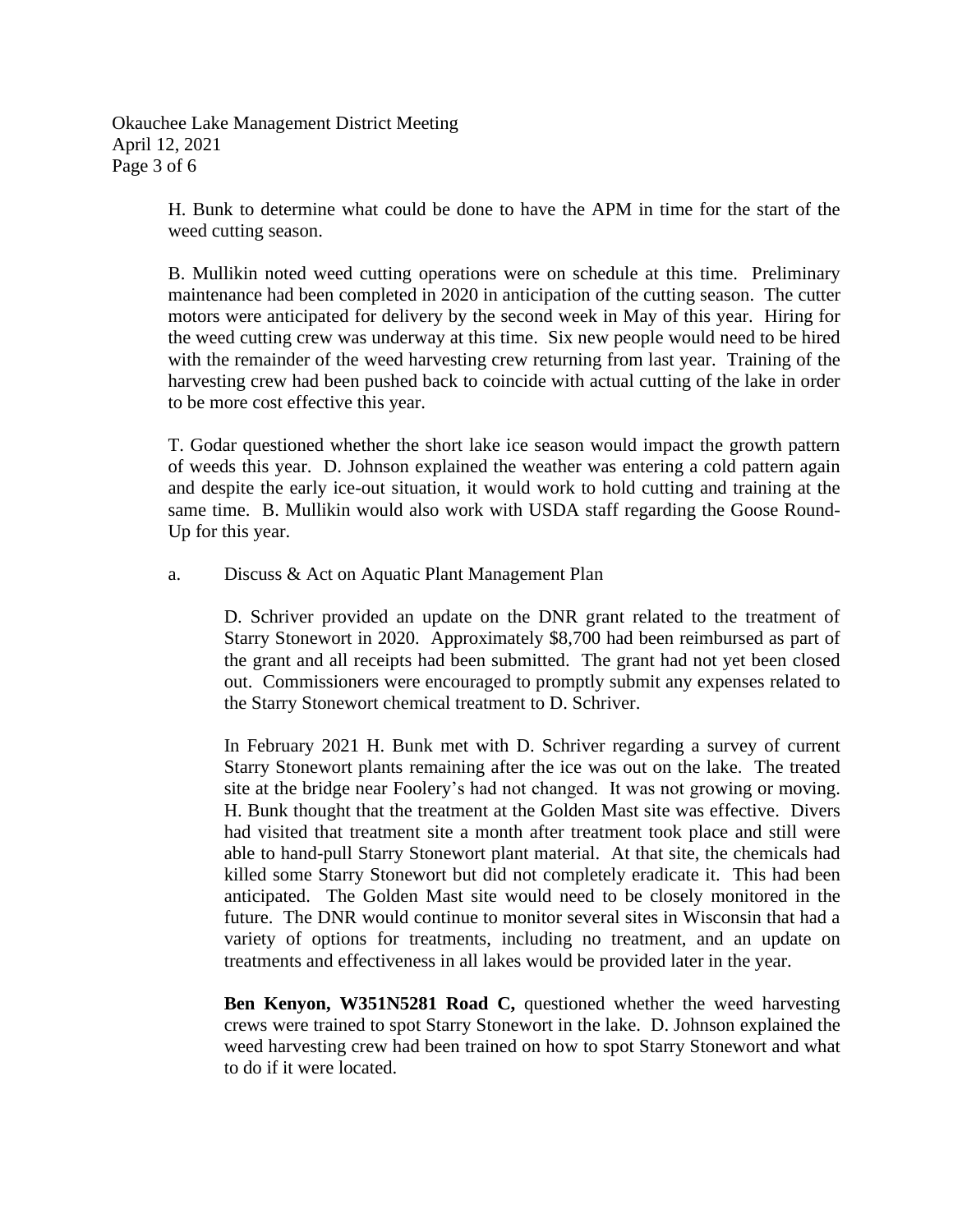H. Bunk to determine what could be done to have the APM in time for the start of the weed cutting season.

B. Mullikin noted weed cutting operations were on schedule at this time. Preliminary maintenance had been completed in 2020 in anticipation of the cutting season. The cutter motors were anticipated for delivery by the second week in May of this year. Hiring for the weed cutting crew was underway at this time. Six new people would need to be hired with the remainder of the weed harvesting crew returning from last year. Training of the harvesting crew had been pushed back to coincide with actual cutting of the lake in order to be more cost effective this year.

T. Godar questioned whether the short lake ice season would impact the growth pattern of weeds this year. D. Johnson explained the weather was entering a cold pattern again and despite the early ice-out situation, it would work to hold cutting and training at the same time. B. Mullikin would also work with USDA staff regarding the Goose Round-Up for this year.

a. Discuss & Act on Aquatic Plant Management Plan

D. Schriver provided an update on the DNR grant related to the treatment of Starry Stonewort in 2020. Approximately $8,700 had been reimbursed as part of the grant and all receipts had been submitted. The grant had not yet been closed out. Commissioners were encouraged to promptly submit any expenses related to the Starry Stonewort chemical treatment to D. Schriver.

In February 2021 H. Bunk met with D. Schriver regarding a survey of current Starry Stonewort plants remaining after the ice was out on the lake. The treated site at the bridge near Foolery's had not changed. It was not growing or moving. H. Bunk thought that the treatment at the Golden Mast site was effective. Divers had visited that treatment site a month after treatment took place and still were able to hand-pull Starry Stonewort plant material. At that site, the chemicals had killed some Starry Stonewort but did not completely eradicate it. This had been anticipated. The Golden Mast site would need to be closely monitored in the future. The DNR would continue to monitor several sites in Wisconsin that had a variety of options for treatments, including no treatment, and an update on treatments and effectiveness in all lakes would be provided later in the year.

**Ben Kenyon, W351N5281 Road C,** questioned whether the weed harvesting crews were trained to spot Starry Stonewort in the lake. D. Johnson explained the weed harvesting crew had been trained on how to spot Starry Stonewort and what to do if it were located.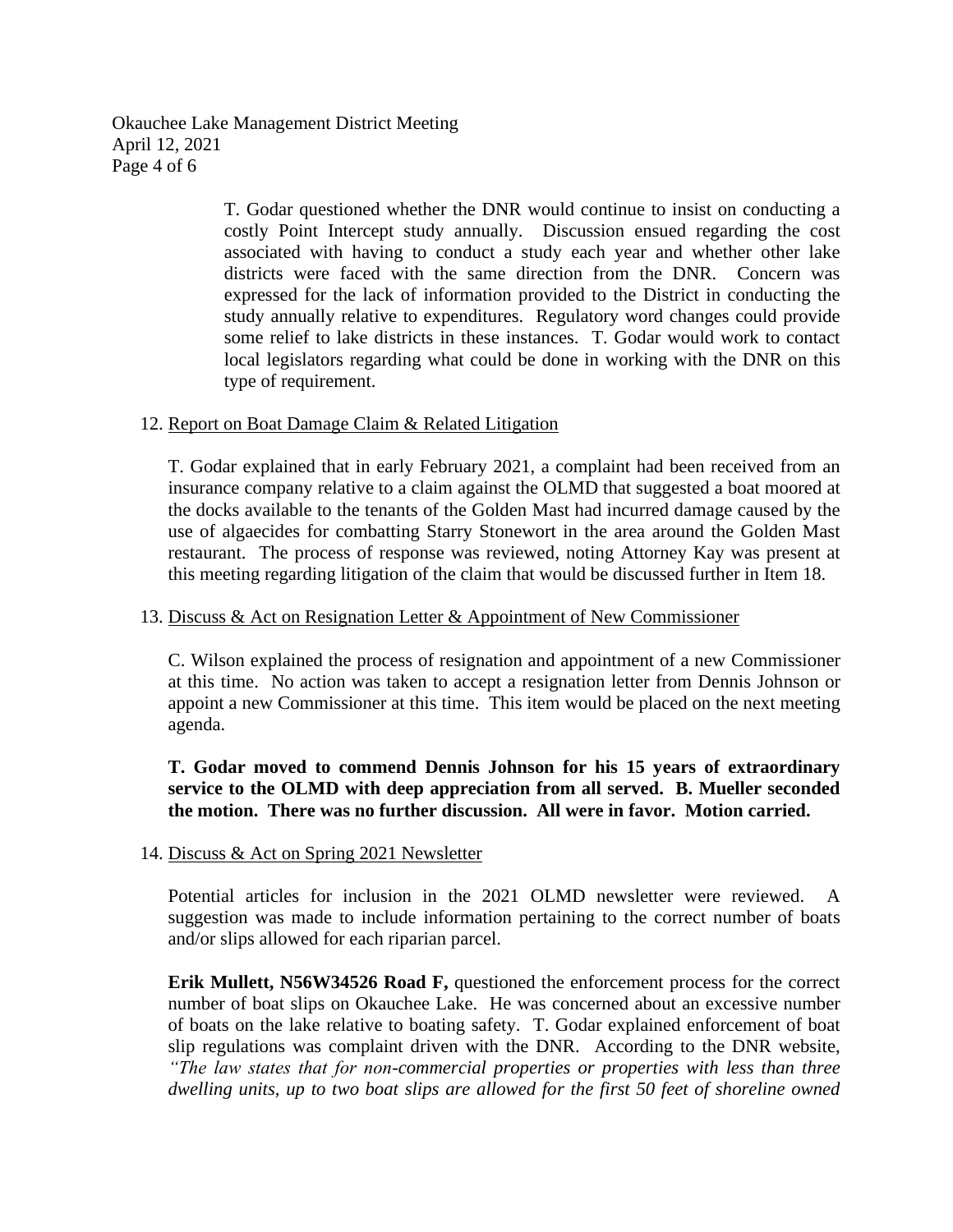T. Godar questioned whether the DNR would continue to insist on conducting a costly Point Intercept study annually. Discussion ensued regarding the cost associated with having to conduct a study each year and whether other lake districts were faced with the same direction from the DNR. Concern was expressed for the lack of information provided to the District in conducting the study annually relative to expenditures. Regulatory word changes could provide some relief to lake districts in these instances. T. Godar would work to contact local legislators regarding what could be done in working with the DNR on this type of requirement.

12. Report on Boat Damage Claim & Related Litigation

T. Godar explained that in early February 2021, a complaint had been received from an insurance company relative to a claim against the OLMD that suggested a boat moored at the docks available to the tenants of the Golden Mast had incurred damage caused by the use of algaecides for combatting Starry Stonewort in the area around the Golden Mast restaurant. The process of response was reviewed, noting Attorney Kay was present at this meeting regarding litigation of the claim that would be discussed further in Item 18.

13. Discuss & Act on Resignation Letter & Appointment of New Commissioner

C. Wilson explained the process of resignation and appointment of a new Commissioner at this time. No action was taken to accept a resignation letter from Dennis Johnson or appoint a new Commissioner at this time. This item would be placed on the next meeting agenda.

**T. Godar moved to commend Dennis Johnson for his 15 years of extraordinary service to the OLMD with deep appreciation from all served. B. Mueller seconded the motion. There was no further discussion. All were in favor. Motion carried.**

14. Discuss & Act on Spring 2021 Newsletter

Potential articles for inclusion in the 2021 OLMD newsletter were reviewed. A suggestion was made to include information pertaining to the correct number of boats and/or slips allowed for each riparian parcel.

**Erik Mullett, N56W34526 Road F,** questioned the enforcement process for the correct number of boat slips on Okauchee Lake. He was concerned about an excessive number of boats on the lake relative to boating safety. T. Godar explained enforcement of boat slip regulations was complaint driven with the DNR. According to the DNR website, *"The law states that for non-commercial properties or properties with less than three dwelling units, up to two boat slips are allowed for the first 50 feet of shoreline owned*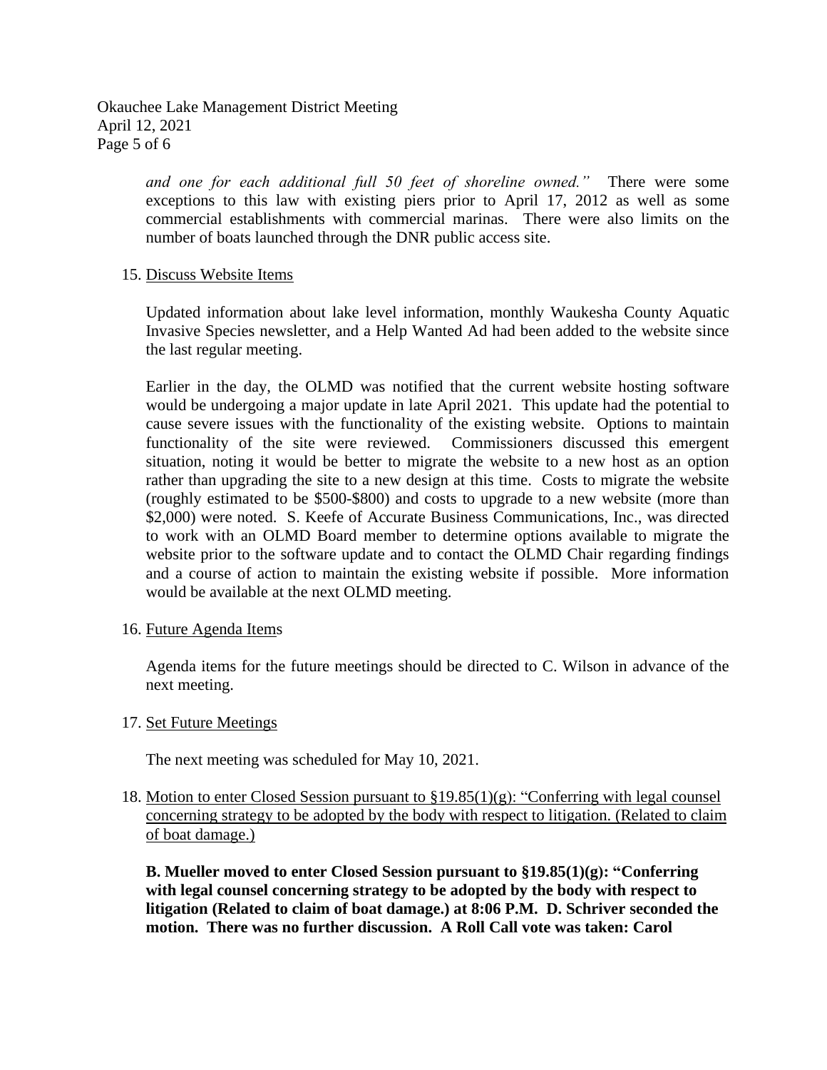*and one for each additional full 50 feet of shoreline owned."* There were some exceptions to this law with existing piers prior to April 17, 2012 as well as some commercial establishments with commercial marinas. There were also limits on the number of boats launched through the DNR public access site.

15. Discuss Website Items

    Updated information about lake level information, monthly Waukesha County Aquatic Invasive Species newsletter, and a Help Wanted Ad had been added to the website since the last regular meeting.

    Earlier in the day, the OLMD was notified that the current website hosting software would be undergoing a major update in late April 2021. This update had the potential to cause severe issues with the functionality of the existing website. Options to maintain functionality of the site were reviewed. Commissioners discussed this emergent situation, noting it would be better to migrate the website to a new host as an option rather than upgrading the site to a new design at this time. Costs to migrate the website (roughly estimated to be $500-$800) and costs to upgrade to a new website (more than $2,000) were noted. S. Keefe of Accurate Business Communications, Inc., was directed to work with an OLMD Board member to determine options available to migrate the website prior to the software update and to contact the OLMD Chair regarding findings and a course of action to maintain the existing website if possible. More information would be available at the next OLMD meeting.

16. Future Agenda Items

    Agenda items for the future meetings should be directed to C. Wilson in advance of the next meeting.

17. Set Future Meetings

    The next meeting was scheduled for May 10, 2021.

18. Motion to enter Closed Session pursuant to §19.85(1)(g): "Conferring with legal counsel concerning strategy to be adopted by the body with respect to litigation. (Related to claim of boat damage.)

    **B. Mueller moved to enter Closed Session pursuant to §19.85(1)(g): "Conferring with legal counsel concerning strategy to be adopted by the body with respect to litigation (Related to claim of boat damage.) at 8:06 P.M. D. Schriver seconded the motion. There was no further discussion. A Roll Call vote was taken: Carol**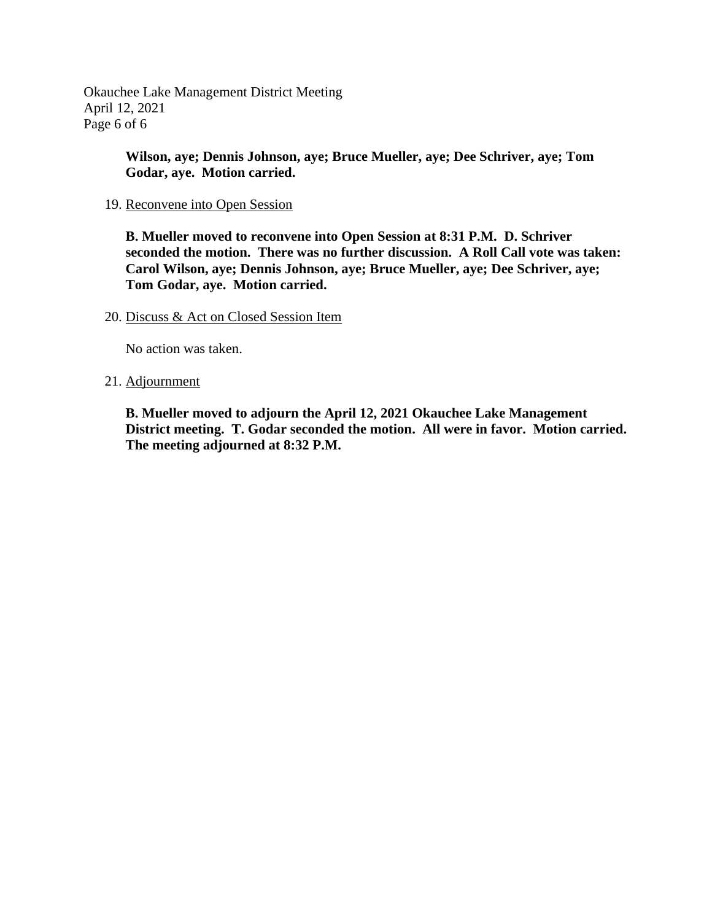**Wilson, aye; Dennis Johnson, aye; Bruce Mueller, aye; Dee Schriver, aye; Tom Godar, aye. Motion carried.**

19. Reconvene into Open Session

    **B. Mueller moved to reconvene into Open Session at 8:31 P.M. D. Schriver seconded the motion. There was no further discussion. A Roll Call vote was taken: Carol Wilson, aye; Dennis Johnson, aye; Bruce Mueller, aye; Dee Schriver, aye; Tom Godar, aye. Motion carried.**

20. Discuss & Act on Closed Session Item

    No action was taken.

21. Adjournment

    **B. Mueller moved to adjourn the April 12, 2021 Okauchee Lake Management District meeting. T. Godar seconded the motion. All were in favor. Motion carried. The meeting adjourned at 8:32 P.M.**